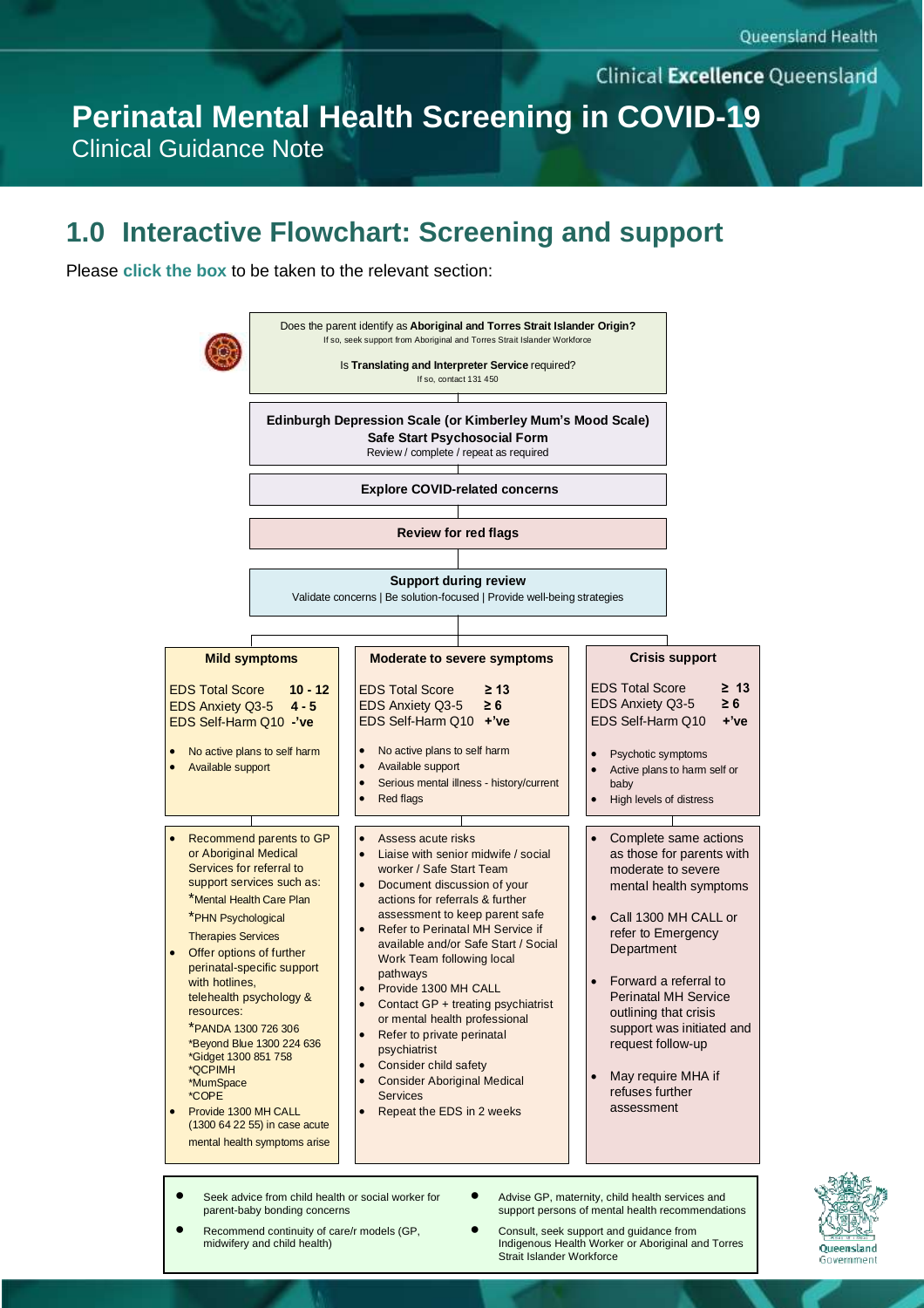Queensland Health

Clinical Excellence Queensland

# Perinatal Mental Health Screening in COVID-19

Clinical Guidance Note

## 1.0 Interactive Flowchart: Screening and support

Please **click the box** to be taken to the relevant section:

Does the parent identify as **Aboriginal and Torres Strait Islander Origin?**
If so, seek support from Aboriginal and Torres Strait Islander Workforce

Is **Translating and Interpreter Service** required?
If so, contact 131 450

**Edinburgh Depression Scale (or Kimberley Mum's Mood Scale)**
**Safe Start Psychosocial Form**
Review / complete / repeat as required

**Explore COVID-related concerns**

**Review for red flags**

**Support during review**
Validate concerns | Be solution-focused | Provide well-being strategies

### Mild symptoms

| | |
|---|---|
| EDS Total Score | **10 - 12** |
| EDS Anxiety Q3-5 | **4 - 5** |
| EDS Self-Harm Q10 | **-'ve** |

- No active plans to self harm
- Available support

Actions:

- Recommend parents to GP or Aboriginal Medical Services for referral to support services such as:
  *Mental Health Care Plan
  *PHN Psychological Therapies Services
- Offer options of further perinatal-specific support with hotlines, telehealth psychology & resources:
  *PANDA 1300 726 306
  *Beyond Blue 1300 224 636
  *Gidget 1300 851 758
  *QCPIMH
  *MumSpace
  *COPE
- Provide 1300 MH CALL (1300 64 22 55) in case acute mental health symptoms arise

### Moderate to severe symptoms

| | |
|---|---|
| EDS Total Score | **≥ 13** |
| EDS Anxiety Q3-5 | **≥ 6** |
| EDS Self-Harm Q10 | **+'ve** |

- No active plans to self harm
- Available support
- Serious mental illness - history/current
- Red flags

Actions:

- Assess acute risks
- Liaise with senior midwife / social worker / Safe Start Team
- Document discussion of your actions for referrals & further assessment to keep parent safe
- Refer to Perinatal MH Service if available and/or Safe Start / Social Work Team following local pathways
- Provide 1300 MH CALL
- Contact GP + treating psychiatrist or mental health professional
- Refer to private perinatal psychiatrist
- Consider child safety
- Consider Aboriginal Medical Services
- Repeat the EDS in 2 weeks

### Crisis support

| | |
|---|---|
| EDS Total Score | **≥ 13** |
| EDS Anxiety Q3-5 | **≥ 6** |
| EDS Self-Harm Q10 | **+'ve** |

- Psychotic symptoms
- Active plans to harm self or baby
- High levels of distress

Actions:

- Complete same actions as those for parents with moderate to severe mental health symptoms
- Call 1300 MH CALL or refer to Emergency Department
- Forward a referral to Perinatal MH Service outlining that crisis support was initiated and request follow-up
- May require MHA if refuses further assessment

---

- Seek advice from child health or social worker for parent-baby bonding concerns
- Recommend continuity of care/r models (GP, midwifery and child health)
- Advise GP, maternity, child health services and support persons of mental health recommendations
- Consult, seek support and guidance from Indigenous Health Worker or Aboriginal and Torres Strait Islander Workforce

Queensland Government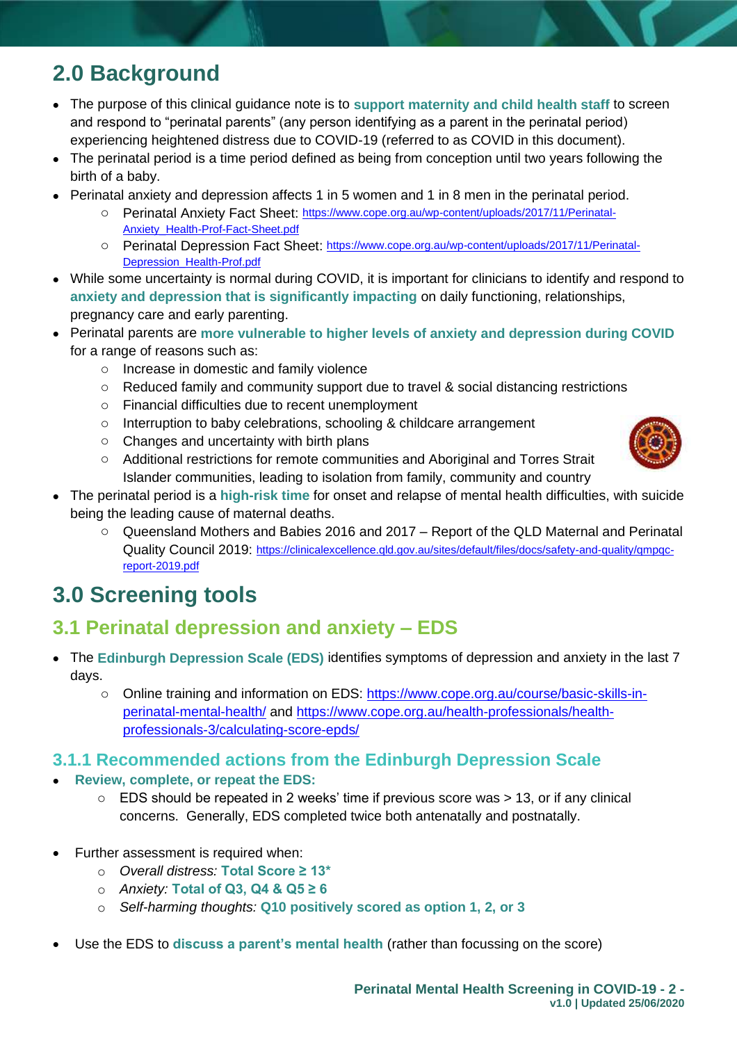# 2.0 Background

- The purpose of this clinical guidance note is to **support maternity and child health staff** to screen and respond to "perinatal parents" (any person identifying as a parent in the perinatal period) experiencing heightened distress due to COVID-19 (referred to as COVID in this document).
- The perinatal period is a time period defined as being from conception until two years following the birth of a baby.
- Perinatal anxiety and depression affects 1 in 5 women and 1 in 8 men in the perinatal period.
  - Perinatal Anxiety Fact Sheet: https://www.cope.org.au/wp-content/uploads/2017/11/Perinatal-Anxiety_Health-Prof-Fact-Sheet.pdf
  - Perinatal Depression Fact Sheet: https://www.cope.org.au/wp-content/uploads/2017/11/Perinatal-Depression_Health-Prof.pdf
- While some uncertainty is normal during COVID, it is important for clinicians to identify and respond to **anxiety and depression that is significantly impacting** on daily functioning, relationships, pregnancy care and early parenting.
- Perinatal parents are **more vulnerable to higher levels of anxiety and depression during COVID** for a range of reasons such as:
  - Increase in domestic and family violence
  - Reduced family and community support due to travel & social distancing restrictions
  - Financial difficulties due to recent unemployment
  - Interruption to baby celebrations, schooling & childcare arrangement
  - Changes and uncertainty with birth plans
  - Additional restrictions for remote communities and Aboriginal and Torres Strait Islander communities, leading to isolation from family, community and country
- The perinatal period is a **high-risk time** for onset and relapse of mental health difficulties, with suicide being the leading cause of maternal deaths.
  - Queensland Mothers and Babies 2016 and 2017 – Report of the QLD Maternal and Perinatal Quality Council 2019: https://clinicalexcellence.qld.gov.au/sites/default/files/docs/safety-and-quality/qmpqc-report-2019.pdf

# 3.0 Screening tools

## 3.1 Perinatal depression and anxiety – EDS

- The **Edinburgh Depression Scale (EDS)** identifies symptoms of depression and anxiety in the last 7 days.
  - Online training and information on EDS: https://www.cope.org.au/course/basic-skills-in-perinatal-mental-health/ and https://www.cope.org.au/health-professionals/health-professionals-3/calculating-score-epds/

### 3.1.1 Recommended actions from the Edinburgh Depression Scale

- **Review, complete, or repeat the EDS:**
  - EDS should be repeated in 2 weeks' time if previous score was > 13, or if any clinical concerns. Generally, EDS completed twice both antenatally and postnatally.

- Further assessment is required when:
  - *Overall distress:* **Total Score ≥ 13***
  - *Anxiety:* **Total of Q3, Q4 & Q5 ≥ 6**
  - *Self-harming thoughts:* **Q10 positively scored as option 1, 2, or 3**

- Use the EDS to **discuss a parent's mental health** (rather than focussing on the score)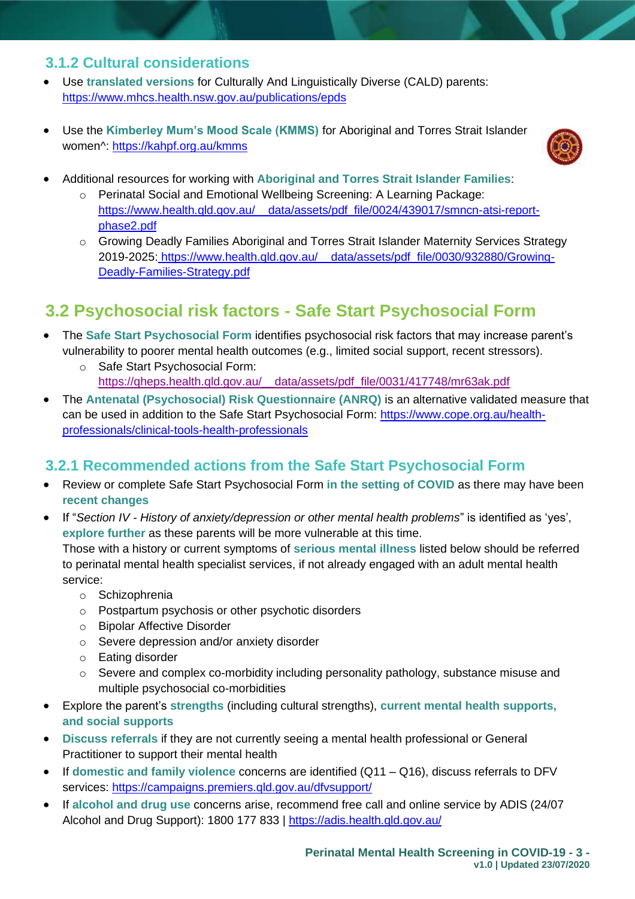### 3.1.2 Cultural considerations

- Use **translated versions** for Culturally And Linguistically Diverse (CALD) parents: https://www.mhcs.health.nsw.gov.au/publications/epds
- Use the **Kimberley Mum's Mood Scale (KMMS)** for Aboriginal and Torres Strait Islander women^: https://kahpf.org.au/kmms
- Additional resources for working with **Aboriginal and Torres Strait Islander Families**:
  - Perinatal Social and Emotional Wellbeing Screening: A Learning Package: https://www.health.qld.gov.au/__data/assets/pdf_file/0024/439017/smncn-atsi-report-phase2.pdf
  - Growing Deadly Families Aboriginal and Torres Strait Islander Maternity Services Strategy 2019-2025: https://www.health.qld.gov.au/__data/assets/pdf_file/0030/932880/Growing-Deadly-Families-Strategy.pdf

## 3.2 Psychosocial risk factors - Safe Start Psychosocial Form

- The **Safe Start Psychosocial Form** identifies psychosocial risk factors that may increase parent's vulnerability to poorer mental health outcomes (e.g., limited social support, recent stressors).
  - Safe Start Psychosocial Form: https://qheps.health.qld.gov.au/__data/assets/pdf_file/0031/417748/mr63ak.pdf
- The **Antenatal (Psychosocial) Risk Questionnaire (ANRQ)** is an alternative validated measure that can be used in addition to the Safe Start Psychosocial Form: https://www.cope.org.au/health-professionals/clinical-tools-health-professionals

### 3.2.1 Recommended actions from the Safe Start Psychosocial Form

- Review or complete Safe Start Psychosocial Form **in the setting of COVID** as there may have been **recent changes**
- If "*Section IV - History of anxiety/depression or other mental health problems*" is identified as 'yes', **explore further** as these parents will be more vulnerable at this time.
  Those with a history or current symptoms of **serious mental illness** listed below should be referred to perinatal mental health specialist services, if not already engaged with an adult mental health service:
  - Schizophrenia
  - Postpartum psychosis or other psychotic disorders
  - Bipolar Affective Disorder
  - Severe depression and/or anxiety disorder
  - Eating disorder
  - Severe and complex co-morbidity including personality pathology, substance misuse and multiple psychosocial co-morbidities
- Explore the parent's **strengths** (including cultural strengths), **current mental health supports, and social supports**
- **Discuss referrals** if they are not currently seeing a mental health professional or General Practitioner to support their mental health
- If **domestic and family violence** concerns are identified (Q11 – Q16), discuss referrals to DFV services: https://campaigns.premiers.qld.gov.au/dfvsupport/
- If **alcohol and drug use** concerns arise, recommend free call and online service by ADIS (24/07 Alcohol and Drug Support): 1800 177 833 | https://adis.health.qld.gov.au/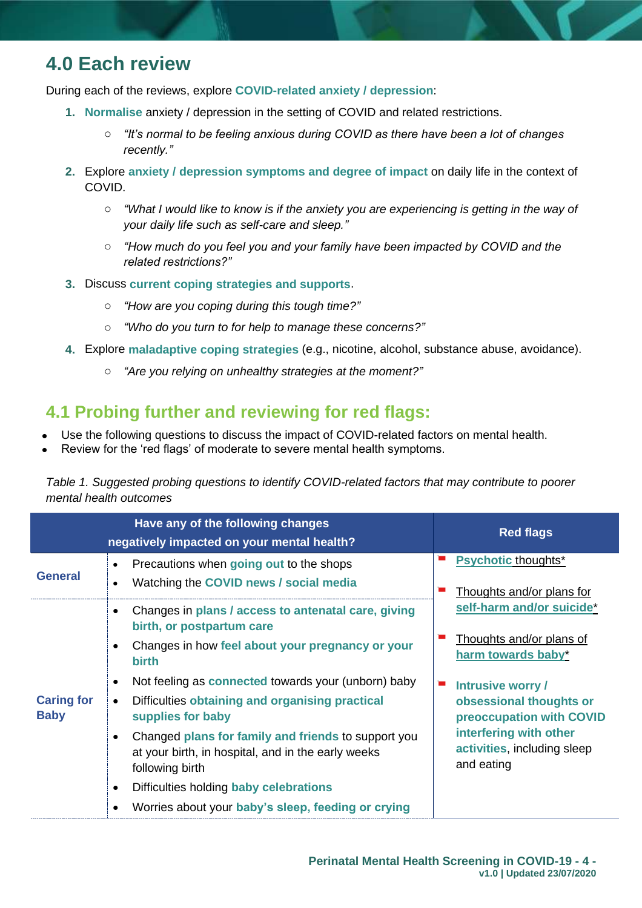## 4.0 Each review

During each of the reviews, explore **COVID-related anxiety / depression**:

1. **Normalise** anxiety / depression in the setting of COVID and related restrictions.
   - *"It's normal to be feeling anxious during COVID as there have been a lot of changes recently."*
2. Explore **anxiety / depression symptoms and degree of impact** on daily life in the context of COVID.
   - *"What I would like to know is if the anxiety you are experiencing is getting in the way of your daily life such as self-care and sleep."*
   - *"How much do you feel you and your family have been impacted by COVID and the related restrictions?"*
3. Discuss **current coping strategies and supports**.
   - *"How are you coping during this tough time?"*
   - *"Who do you turn to for help to manage these concerns?"*
4. Explore **maladaptive coping strategies** (e.g., nicotine, alcohol, substance abuse, avoidance).
   - *"Are you relying on unhealthy strategies at the moment?"*

## 4.1 Probing further and reviewing for red flags:

- Use the following questions to discuss the impact of COVID-related factors on mental health.
- Review for the 'red flags' of moderate to severe mental health symptoms.

*Table 1. Suggested probing questions to identify COVID-related factors that may contribute to poorer mental health outcomes*

| Have any of the following changes negatively impacted on your mental health? | | Red flags |
|---|---|---|
| **General** | • Precautions when **going out** to the shops<br>• Watching the **COVID news / social media** | • **Psychotic** thoughts*<br>• Thoughts and/or plans for **self-harm and/or suicide***<br>• Thoughts and/or plans of **harm towards baby***<br>• **Intrusive worry / obsessional thoughts or preoccupation with COVID interfering with other activities**, including sleep and eating |
| **Caring for Baby** | • Changes in **plans / access to antenatal care, giving birth, or postpartum care**<br>• Changes in how **feel about your pregnancy or your birth**<br>• Not feeling as **connected** towards your (unborn) baby<br>• Difficulties **obtaining and organising practical supplies for baby**<br>• Changed **plans for family and friends** to support you at your birth, in hospital, and in the early weeks following birth<br>• Difficulties holding **baby celebrations**<br>• Worries about your **baby's sleep, feeding or crying** | |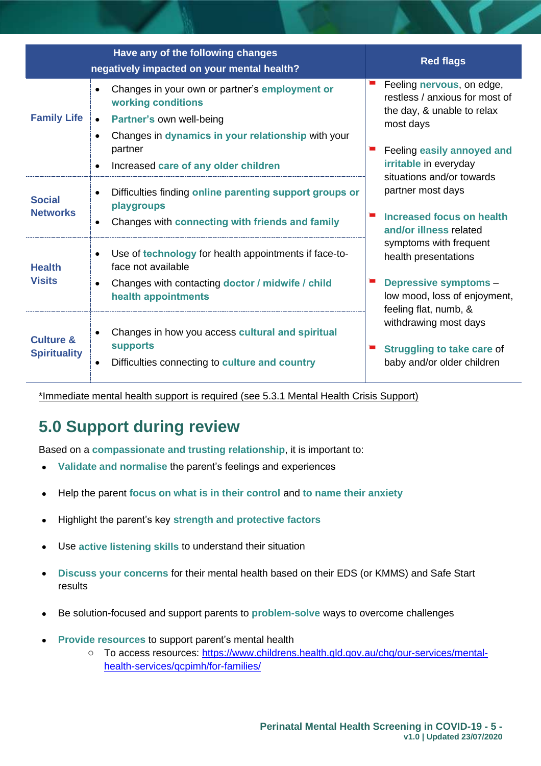| Have any of the following changes negatively impacted on your mental health? | | Red flags |
|---|---|---|
| **Family Life** | • Changes in your own or partner's **employment or working conditions**<br>• **Partner's** own well-being<br>• Changes in **dynamics in your relationship** with your partner<br>• Increased **care of any older children** | • Feeling **nervous**, on edge, restless / anxious for most of the day, & unable to relax most days<br>• Feeling **easily annoyed and irritable** in everyday situations and/or towards partner most days<br>• **Increased focus on health and/or illness** related symptoms with frequent health presentations<br>• **Depressive symptoms** – low mood, loss of enjoyment, feeling flat, numb, & withdrawing most days<br>• **Struggling to take care** of baby and/or older children |
| **Social Networks** | • Difficulties finding **online parenting support groups or playgroups**<br>• Changes with **connecting with friends and family** | |
| **Health Visits** | • Use of **technology** for health appointments if face-to-face not available<br>• Changes with contacting **doctor / midwife / child health appointments** | |
| **Culture & Spirituality** | • Changes in how you access **cultural and spiritual supports**<br>• Difficulties connecting to **culture and country** | |

*Immediate mental health support is required (see 5.3.1 Mental Health Crisis Support)

## 5.0 Support during review

Based on a **compassionate and trusting relationship**, it is important to:

- **Validate and normalise** the parent's feelings and experiences
- Help the parent **focus on what is in their control** and **to name their anxiety**
- Highlight the parent's key **strength and protective factors**
- Use **active listening skills** to understand their situation
- **Discuss your concerns** for their mental health based on their EDS (or KMMS) and Safe Start results
- Be solution-focused and support parents to **problem-solve** ways to overcome challenges
- **Provide resources** to support parent's mental health
  - To access resources: https://www.childrens.health.qld.gov.au/chq/our-services/mental-health-services/qcpimh/for-families/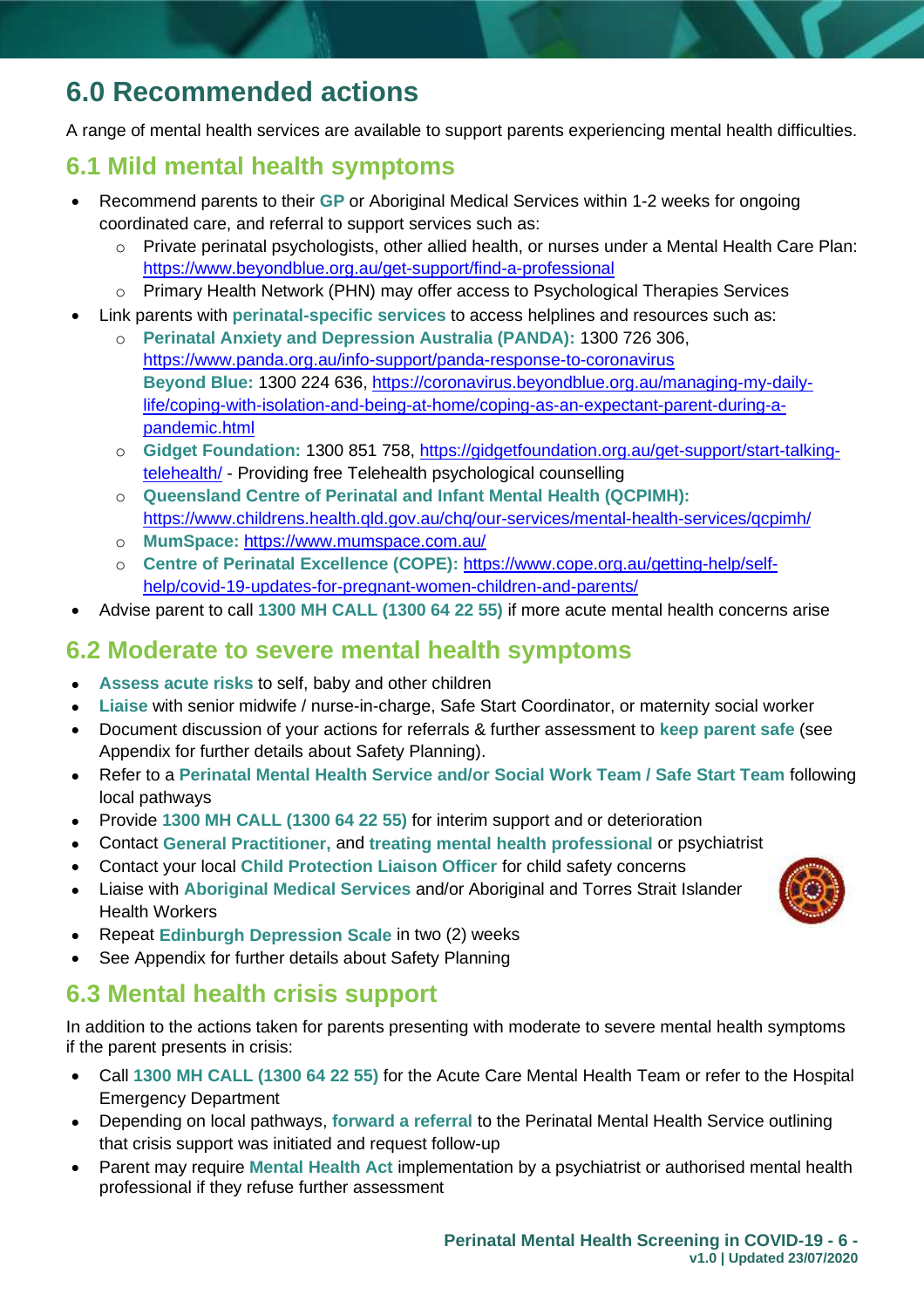# 6.0 Recommended actions

A range of mental health services are available to support parents experiencing mental health difficulties.

## 6.1 Mild mental health symptoms

- Recommend parents to their **GP** or Aboriginal Medical Services within 1-2 weeks for ongoing coordinated care, and referral to support services such as:
  - Private perinatal psychologists, other allied health, or nurses under a Mental Health Care Plan: https://www.beyondblue.org.au/get-support/find-a-professional
  - Primary Health Network (PHN) may offer access to Psychological Therapies Services
- Link parents with **perinatal-specific services** to access helplines and resources such as:
  - **Perinatal Anxiety and Depression Australia (PANDA):** 1300 726 306, https://www.panda.org.au/info-support/panda-response-to-coronavirus
    **Beyond Blue:** 1300 224 636, https://coronavirus.beyondblue.org.au/managing-my-daily-life/coping-with-isolation-and-being-at-home/coping-as-an-expectant-parent-during-a-pandemic.html
  - **Gidget Foundation:** 1300 851 758, https://gidgetfoundation.org.au/get-support/start-talking-telehealth/ - Providing free Telehealth psychological counselling
  - **Queensland Centre of Perinatal and Infant Mental Health (QCPIMH):** https://www.childrens.health.qld.gov.au/chq/our-services/mental-health-services/qcpimh/
  - **MumSpace:** https://www.mumspace.com.au/
  - **Centre of Perinatal Excellence (COPE):** https://www.cope.org.au/getting-help/self-help/covid-19-updates-for-pregnant-women-children-and-parents/
- Advise parent to call **1300 MH CALL (1300 64 22 55)** if more acute mental health concerns arise

## 6.2 Moderate to severe mental health symptoms

- **Assess acute risks** to self, baby and other children
- **Liaise** with senior midwife / nurse-in-charge, Safe Start Coordinator, or maternity social worker
- Document discussion of your actions for referrals & further assessment to **keep parent safe** (see Appendix for further details about Safety Planning).
- Refer to a **Perinatal Mental Health Service and/or Social Work Team / Safe Start Team** following local pathways
- Provide **1300 MH CALL (1300 64 22 55)** for interim support and or deterioration
- Contact **General Practitioner,** and **treating mental health professional** or psychiatrist
- Contact your local **Child Protection Liaison Officer** for child safety concerns
- Liaise with **Aboriginal Medical Services** and/or Aboriginal and Torres Strait Islander Health Workers
- Repeat **Edinburgh Depression Scale** in two (2) weeks
- See Appendix for further details about Safety Planning

## 6.3 Mental health crisis support

In addition to the actions taken for parents presenting with moderate to severe mental health symptoms if the parent presents in crisis:

- Call **1300 MH CALL (1300 64 22 55)** for the Acute Care Mental Health Team or refer to the Hospital Emergency Department
- Depending on local pathways, **forward a referral** to the Perinatal Mental Health Service outlining that crisis support was initiated and request follow-up
- Parent may require **Mental Health Act** implementation by a psychiatrist or authorised mental health professional if they refuse further assessment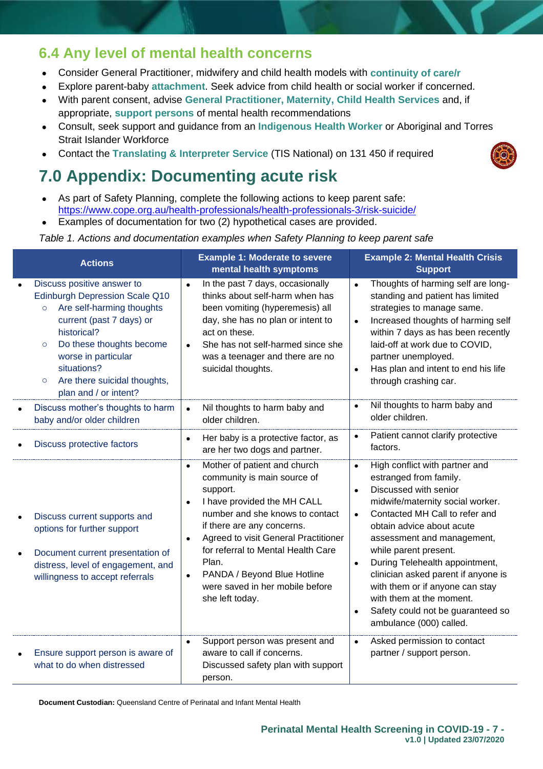## 6.4 Any level of mental health concerns

- Consider General Practitioner, midwifery and child health models with **continuity of care/r**
- Explore parent-baby **attachment**. Seek advice from child health or social worker if concerned.
- With parent consent, advise **General Practitioner, Maternity, Child Health Services** and, if appropriate, **support persons** of mental health recommendations
- Consult, seek support and guidance from an **Indigenous Health Worker** or Aboriginal and Torres Strait Islander Workforce
- Contact the **Translating & Interpreter Service** (TIS National) on 131 450 if required

# 7.0 Appendix: Documenting acute risk

- As part of Safety Planning, complete the following actions to keep parent safe: https://www.cope.org.au/health-professionals/health-professionals-3/risk-suicide/
- Examples of documentation for two (2) hypothetical cases are provided.

*Table 1. Actions and documentation examples when Safety Planning to keep parent safe*

| Actions | Example 1: Moderate to severe mental health symptoms | Example 2: Mental Health Crisis Support |
|---|---|---|
| • Discuss positive answer to Edinburgh Depression Scale Q10<br>  ○ Are self-harming thoughts current (past 7 days) or historical?<br>  ○ Do these thoughts become worse in particular situations?<br>  ○ Are there suicidal thoughts, plan and / or intent? | • In the past 7 days, occasionally thinks about self-harm when has been vomiting (hyperemesis) all day, she has no plan or intent to act on these.<br>• She has not self-harmed since she was a teenager and there are no suicidal thoughts. | • Thoughts of harming self are long-standing and patient has limited strategies to manage same.<br>• Increased thoughts of harming self within 7 days as has been recently laid-off at work due to COVID, partner unemployed.<br>• Has plan and intent to end his life through crashing car. |
| • Discuss mother's thoughts to harm baby and/or older children | • Nil thoughts to harm baby and older children. | • Nil thoughts to harm baby and older children. |
| • Discuss protective factors | • Her baby is a protective factor, as are her two dogs and partner. | • Patient cannot clarify protective factors. |
| • Discuss current supports and options for further support<br><br>• Document current presentation of distress, level of engagement, and willingness to accept referrals | • Mother of patient and church community is main source of support.<br>• I have provided the MH CALL number and she knows to contact if there are any concerns.<br>• Agreed to visit General Practitioner for referral to Mental Health Care Plan.<br>• PANDA / Beyond Blue Hotline were saved in her mobile before she left today. | • High conflict with partner and estranged from family.<br>• Discussed with senior midwife/maternity social worker.<br>• Contacted MH Call to refer and obtain advice about acute assessment and management, while parent present.<br>• During Telehealth appointment, clinician asked parent if anyone is with them or if anyone can stay with them at the moment.<br>• Safety could not be guaranteed so ambulance (000) called. |
| • Ensure support person is aware of what to do when distressed | • Support person was present and aware to call if concerns. Discussed safety plan with support person. | • Asked permission to contact partner / support person. |

**Document Custodian:** Queensland Centre of Perinatal and Infant Mental Health